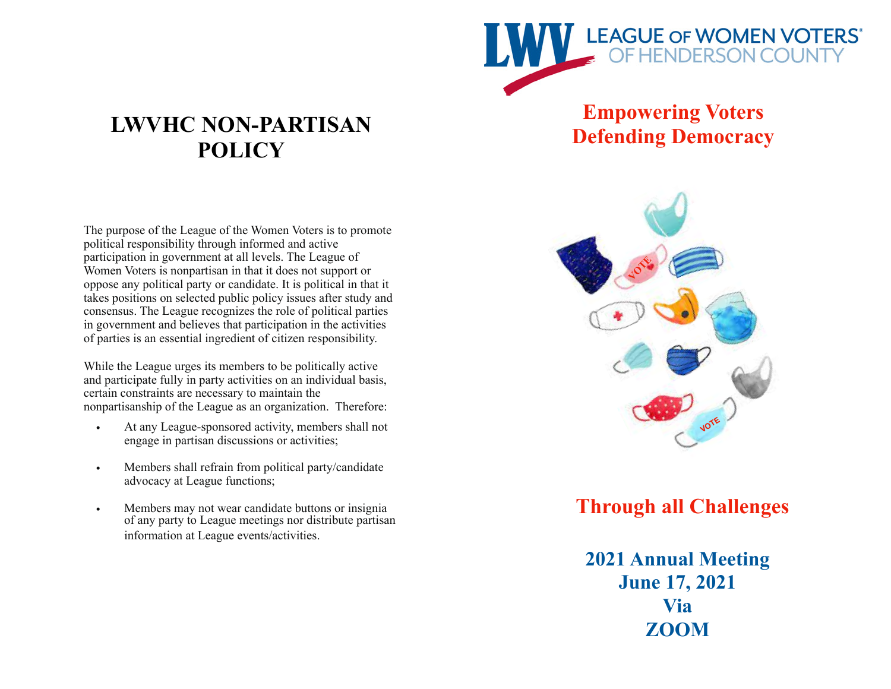# LWVHC NON-PARTISAN POLICY

The purpose of the League of the Women Voters is to promote political responsibility through informed and active participation in government at all levels. The League of Women Voters is nonpartisan in that it does not support or oppose any political party or candidate. It is political in that it takes positions on selected public policy issues after study and consensus. The League recognizes the role of political parties in government and believes that participation in the activities of parties is an essential ingredient of citizen responsibility.

While the League urges its members to be politically active and participate fully in party activities on an individual basis, certain constraints are necessary to maintain the nonpartisanship of the League as an organization. Therefore:

- At any League-sponsored activity, members shall not engage in partisan discussions or activities;
- Members shall refrain from political party/candidate advocacy at League functions;
- Members may not wear candidate buttons or insignia of any party to League meetings nor distribute partisan information at League events/activities.

LWV LEAGUE OF WOMEN VOTERS® OF HENDERSON COUNTY

## Empowering Voters
## Defending Democracy

## Through all Challenges

**2021 Annual Meeting**
**June 17, 2021**
**Via**
**ZOOM**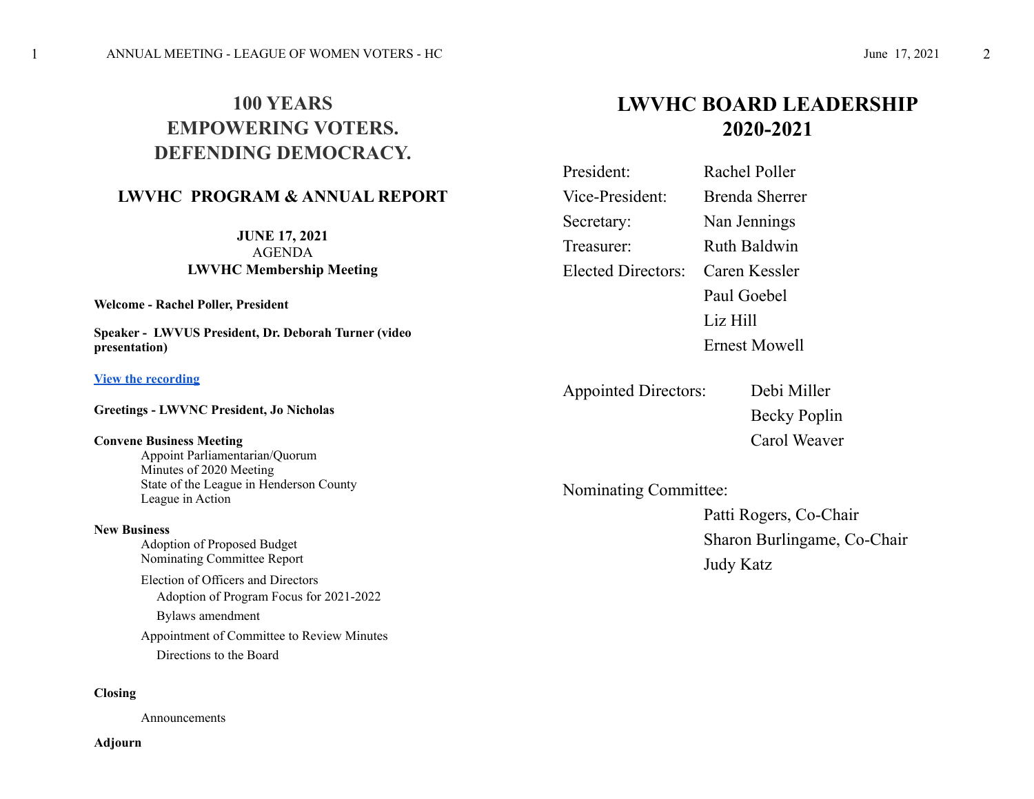# 100 YEARS
# EMPOWERING VOTERS.
# DEFENDING DEMOCRACY.

## LWVHC PROGRAM & ANNUAL REPORT

**JUNE 17, 2021**
AGENDA
**LWVHC Membership Meeting**

**Welcome - Rachel Poller, President**

**Speaker - LWVUS President, Dr. Deborah Turner (video presentation)**

**View the recording**

**Greetings - LWVNC President, Jo Nicholas**

**Convene Business Meeting**
- Appoint Parliamentarian/Quorum
- Minutes of 2020 Meeting
- State of the League in Henderson County
- League in Action

**New Business**
- Adoption of Proposed Budget
- Nominating Committee Report
- Election of Officers and Directors
  - Adoption of Program Focus for 2021-2022
  - Bylaws amendment
- Appointment of Committee to Review Minutes
  - Directions to the Board

**Closing**
- Announcements

**Adjourn**

## LWVHC BOARD LEADERSHIP 2020-2021

President: Rachel Poller
Vice-President: Brenda Sherrer
Secretary: Nan Jennings
Treasurer: Ruth Baldwin
Elected Directors: Caren Kessler
Paul Goebel
Liz Hill
Ernest Mowell

Appointed Directors: Debi Miller
Becky Poplin
Carol Weaver

Nominating Committee:
Patti Rogers, Co-Chair
Sharon Burlingame, Co-Chair
Judy Katz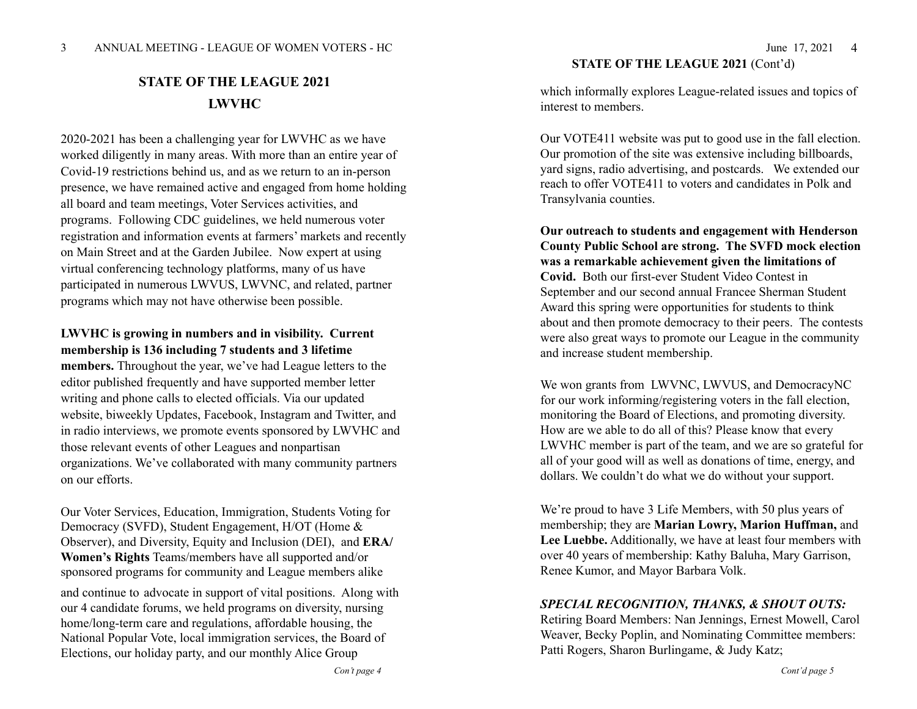## STATE OF THE LEAGUE 2021

## LWVHC

2020-2021 has been a challenging year for LWVHC as we have worked diligently in many areas. With more than an entire year of Covid-19 restrictions behind us, and as we return to an in-person presence, we have remained active and engaged from home holding all board and team meetings, Voter Services activities, and programs. Following CDC guidelines, we held numerous voter registration and information events at farmers' markets and recently on Main Street and at the Garden Jubilee. Now expert at using virtual conferencing technology platforms, many of us have participated in numerous LWVUS, LWVNC, and related, partner programs which may not have otherwise been possible.

**LWVHC is growing in numbers and in visibility. Current membership is 136 including 7 students and 3 lifetime members.** Throughout the year, we've had League letters to the editor published frequently and have supported member letter writing and phone calls to elected officials. Via our updated website, biweekly Updates, Facebook, Instagram and Twitter, and in radio interviews, we promote events sponsored by LWVHC and those relevant events of other Leagues and nonpartisan organizations. We've collaborated with many community partners on our efforts.

Our Voter Services, Education, Immigration, Students Voting for Democracy (SVFD), Student Engagement, H/OT (Home & Observer), and Diversity, Equity and Inclusion (DEI), and **ERA/ Women's Rights** Teams/members have all supported and/or sponsored programs for community and League members alike and continue to advocate in support of vital positions. Along with our 4 candidate forums, we held programs on diversity, nursing home/long-term care and regulations, affordable housing, the National Popular Vote, local immigration services, the Board of Elections, our holiday party, and our monthly Alice Group which informally explores League-related issues and topics of interest to members.

Our VOTE411 website was put to good use in the fall election. Our promotion of the site was extensive including billboards, yard signs, radio advertising, and postcards. We extended our reach to offer VOTE411 to voters and candidates in Polk and Transylvania counties.

**Our outreach to students and engagement with Henderson County Public School are strong. The SVFD mock election was a remarkable achievement given the limitations of Covid.** Both our first-ever Student Video Contest in September and our second annual Francee Sherman Student Award this spring were opportunities for students to think about and then promote democracy to their peers. The contests were also great ways to promote our League in the community and increase student membership.

We won grants from LWVNC, LWVUS, and DemocracyNC for our work informing/registering voters in the fall election, monitoring the Board of Elections, and promoting diversity. How are we able to do all of this? Please know that every LWVHC member is part of the team, and we are so grateful for all of your good will as well as donations of time, energy, and dollars. We couldn't do what we do without your support.

We're proud to have 3 Life Members, with 50 plus years of membership; they are **Marian Lowry, Marion Huffman,** and **Lee Luebbe.** Additionally, we have at least four members with over 40 years of membership: Kathy Baluha, Mary Garrison, Renee Kumor, and Mayor Barbara Volk.

***SPECIAL RECOGNITION, THANKS, & SHOUT OUTS:***
Retiring Board Members: Nan Jennings, Ernest Mowell, Carol Weaver, Becky Poplin, and Nominating Committee members: Patti Rogers, Sharon Burlingame, & Judy Katz;

*Cont'd page 5*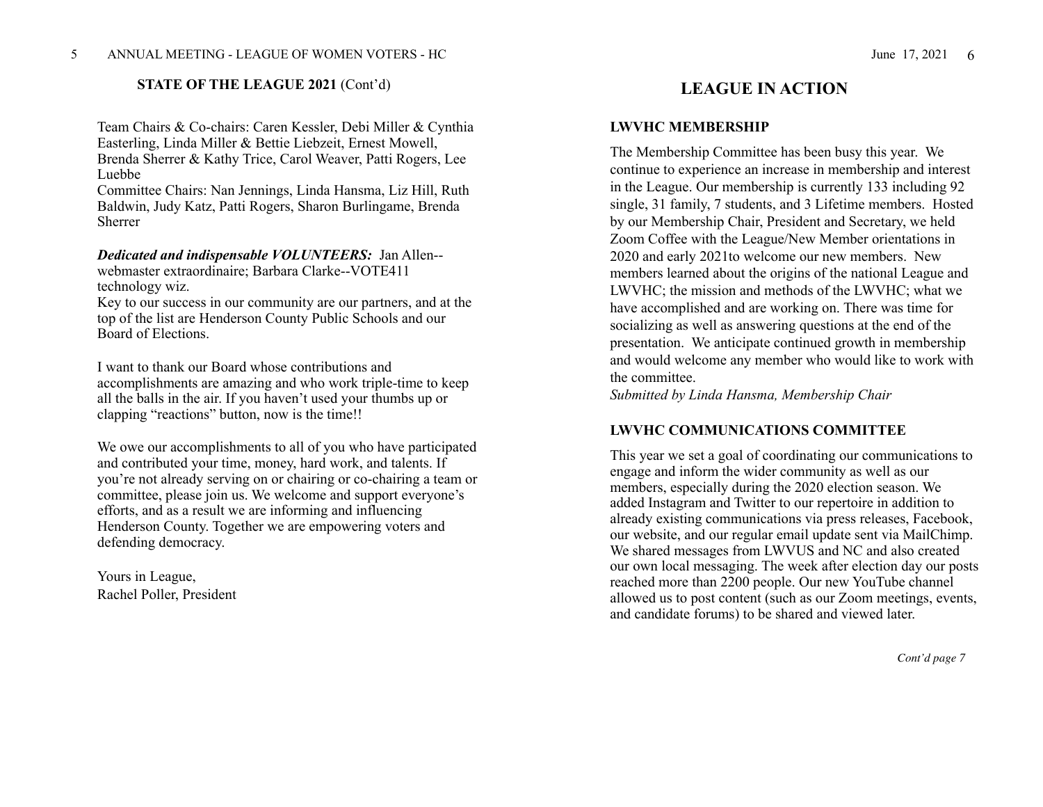**STATE OF THE LEAGUE 2021** (Cont'd)

Team Chairs & Co-chairs: Caren Kessler, Debi Miller & Cynthia Easterling, Linda Miller & Bettie Liebzeit, Ernest Mowell, Brenda Sherrer & Kathy Trice, Carol Weaver, Patti Rogers, Lee Luebbe
Committee Chairs: Nan Jennings, Linda Hansma, Liz Hill, Ruth Baldwin, Judy Katz, Patti Rogers, Sharon Burlingame, Brenda Sherrer

***Dedicated and indispensable VOLUNTEERS:*** Jan Allen--webmaster extraordinaire; Barbara Clarke--VOTE411 technology wiz.
Key to our success in our community are our partners, and at the top of the list are Henderson County Public Schools and our Board of Elections.

I want to thank our Board whose contributions and accomplishments are amazing and who work triple-time to keep all the balls in the air. If you haven't used your thumbs up or clapping "reactions" button, now is the time!!

We owe our accomplishments to all of you who have participated and contributed your time, money, hard work, and talents. If you're not already serving on or chairing or co-chairing a team or committee, please join us. We welcome and support everyone's efforts, and as a result we are informing and influencing Henderson County. Together we are empowering voters and defending democracy.

Yours in League,
Rachel Poller, President

## LEAGUE IN ACTION

**LWVHC MEMBERSHIP**

The Membership Committee has been busy this year. We continue to experience an increase in membership and interest in the League. Our membership is currently 133 including 92 single, 31 family, 7 students, and 3 Lifetime members. Hosted by our Membership Chair, President and Secretary, we held Zoom Coffee with the League/New Member orientations in 2020 and early 2021to welcome our new members. New members learned about the origins of the national League and LWVHC; the mission and methods of the LWVHC; what we have accomplished and are working on. There was time for socializing as well as answering questions at the end of the presentation. We anticipate continued growth in membership and would welcome any member who would like to work with the committee.
*Submitted by Linda Hansma, Membership Chair*

**LWVHC COMMUNICATIONS COMMITTEE**

This year we set a goal of coordinating our communications to engage and inform the wider community as well as our members, especially during the 2020 election season. We added Instagram and Twitter to our repertoire in addition to already existing communications via press releases, Facebook, our website, and our regular email update sent via MailChimp. We shared messages from LWVUS and NC and also created our own local messaging. The week after election day our posts reached more than 2200 people. Our new YouTube channel allowed us to post content (such as our Zoom meetings, events, and candidate forums) to be shared and viewed later.

*Cont'd page 7*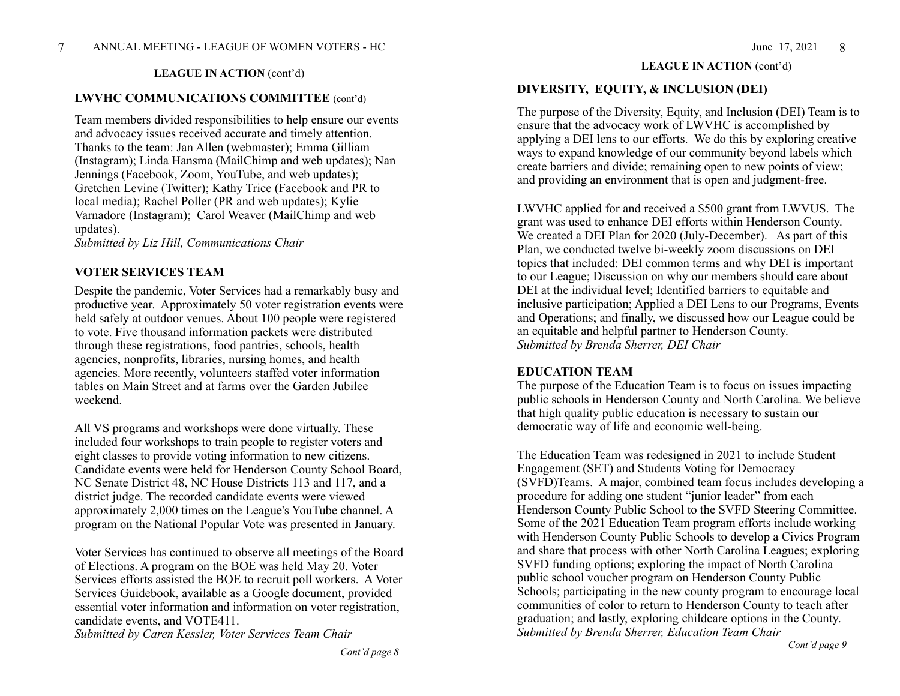**LEAGUE IN ACTION** (cont'd)

### LWVHC COMMUNICATIONS COMMITTEE (cont'd)

Team members divided responsibilities to help ensure our events and advocacy issues received accurate and timely attention. Thanks to the team: Jan Allen (webmaster); Emma Gilliam (Instagram); Linda Hansma (MailChimp and web updates); Nan Jennings (Facebook, Zoom, YouTube, and web updates); Gretchen Levine (Twitter); Kathy Trice (Facebook and PR to local media); Rachel Poller (PR and web updates); Kylie Varnadore (Instagram); Carol Weaver (MailChimp and web updates).
*Submitted by Liz Hill, Communications Chair*

### VOTER SERVICES TEAM

Despite the pandemic, Voter Services had a remarkably busy and productive year. Approximately 50 voter registration events were held safely at outdoor venues. About 100 people were registered to vote. Five thousand information packets were distributed through these registrations, food pantries, schools, health agencies, nonprofits, libraries, nursing homes, and health agencies. More recently, volunteers staffed voter information tables on Main Street and at farms over the Garden Jubilee weekend.

All VS programs and workshops were done virtually. These included four workshops to train people to register voters and eight classes to provide voting information to new citizens. Candidate events were held for Henderson County School Board, NC Senate District 48, NC House Districts 113 and 117, and a district judge. The recorded candidate events were viewed approximately 2,000 times on the League's YouTube channel. A program on the National Popular Vote was presented in January.

Voter Services has continued to observe all meetings of the Board of Elections. A program on the BOE was held May 20. Voter Services efforts assisted the BOE to recruit poll workers. A Voter Services Guidebook, available as a Google document, provided essential voter information and information on voter registration, candidate events, and VOTE411.
*Submitted by Caren Kessler, Voter Services Team Chair*

*Cont'd page 8*

**LEAGUE IN ACTION** (cont'd)

### DIVERSITY, EQUITY, & INCLUSION (DEI)

The purpose of the Diversity, Equity, and Inclusion (DEI) Team is to ensure that the advocacy work of LWVHC is accomplished by applying a DEI lens to our efforts. We do this by exploring creative ways to expand knowledge of our community beyond labels which create barriers and divide; remaining open to new points of view; and providing an environment that is open and judgment-free.

LWVHC applied for and received a $500 grant from LWVUS. The grant was used to enhance DEI efforts within Henderson County. We created a DEI Plan for 2020 (July-December). As part of this Plan, we conducted twelve bi-weekly zoom discussions on DEI topics that included: DEI common terms and why DEI is important to our League; Discussion on why our members should care about DEI at the individual level; Identified barriers to equitable and inclusive participation; Applied a DEI Lens to our Programs, Events and Operations; and finally, we discussed how our League could be an equitable and helpful partner to Henderson County.
*Submitted by Brenda Sherrer, DEI Chair*

### EDUCATION TEAM

The purpose of the Education Team is to focus on issues impacting public schools in Henderson County and North Carolina. We believe that high quality public education is necessary to sustain our democratic way of life and economic well-being.

The Education Team was redesigned in 2021 to include Student Engagement (SET) and Students Voting for Democracy (SVFD)Teams. A major, combined team focus includes developing a procedure for adding one student "junior leader" from each Henderson County Public School to the SVFD Steering Committee. Some of the 2021 Education Team program efforts include working with Henderson County Public Schools to develop a Civics Program and share that process with other North Carolina Leagues; exploring SVFD funding options; exploring the impact of North Carolina public school voucher program on Henderson County Public Schools; participating in the new county program to encourage local communities of color to return to Henderson County to teach after graduation; and lastly, exploring childcare options in the County.
*Submitted by Brenda Sherrer, Education Team Chair*

*Cont'd page 9*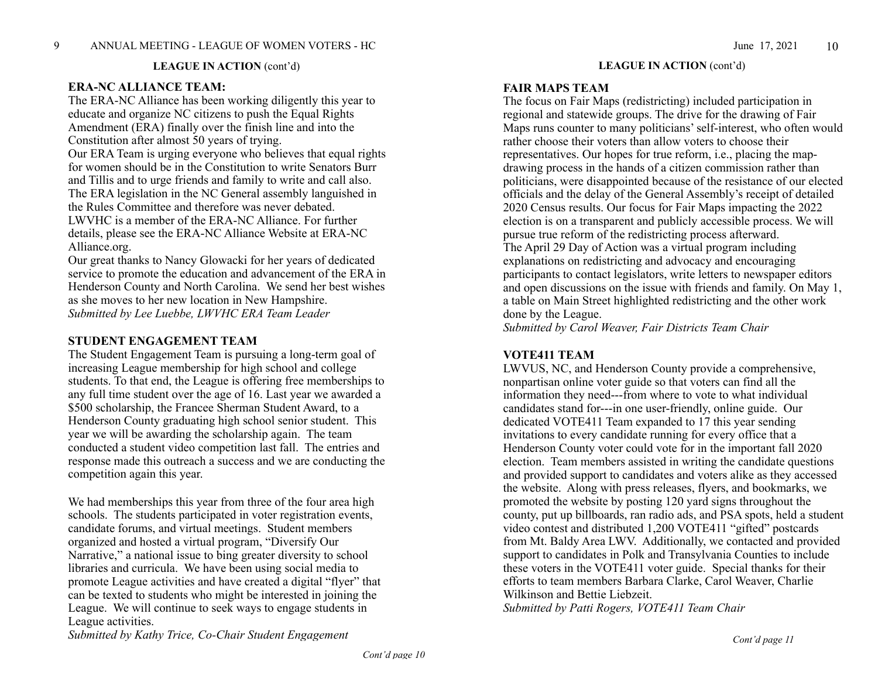## LEAGUE IN ACTION (cont'd)

### ERA-NC ALLIANCE TEAM:

The ERA-NC Alliance has been working diligently this year to educate and organize NC citizens to push the Equal Rights Amendment (ERA) finally over the finish line and into the Constitution after almost 50 years of trying.

Our ERA Team is urging everyone who believes that equal rights for women should be in the Constitution to write Senators Burr and Tillis and to urge friends and family to write and call also. The ERA legislation in the NC General assembly languished in the Rules Committee and therefore was never debated.

LWVHC is a member of the ERA-NC Alliance. For further details, please see the ERA-NC Alliance Website at ERA-NC Alliance.org.

Our great thanks to Nancy Glowacki for her years of dedicated service to promote the education and advancement of the ERA in Henderson County and North Carolina. We send her best wishes as she moves to her new location in New Hampshire.

*Submitted by Lee Luebbe, LWVHC ERA Team Leader*

### STUDENT ENGAGEMENT TEAM

The Student Engagement Team is pursuing a long-term goal of increasing League membership for high school and college students. To that end, the League is offering free memberships to any full time student over the age of 16. Last year we awarded a $500 scholarship, the Francee Sherman Student Award, to a Henderson County graduating high school senior student. This year we will be awarding the scholarship again. The team conducted a student video competition last fall. The entries and response made this outreach a success and we are conducting the competition again this year.

We had memberships this year from three of the four area high schools. The students participated in voter registration events, candidate forums, and virtual meetings. Student members organized and hosted a virtual program, "Diversify Our Narrative," a national issue to bing greater diversity to school libraries and curricula. We have been using social media to promote League activities and have created a digital "flyer" that can be texted to students who might be interested in joining the League. We will continue to seek ways to engage students in League activities.

*Submitted by Kathy Trice, Co-Chair Student Engagement*

*Cont'd page 10*

## LEAGUE IN ACTION (cont'd)

### FAIR MAPS TEAM

The focus on Fair Maps (redistricting) included participation in regional and statewide groups. The drive for the drawing of Fair Maps runs counter to many politicians' self-interest, who often would rather choose their voters than allow voters to choose their representatives. Our hopes for true reform, i.e., placing the map-drawing process in the hands of a citizen commission rather than politicians, were disappointed because of the resistance of our elected officials and the delay of the General Assembly's receipt of detailed 2020 Census results. Our focus for Fair Maps impacting the 2022 election is on a transparent and publicly accessible process. We will pursue true reform of the redistricting process afterward.

The April 29 Day of Action was a virtual program including explanations on redistricting and advocacy and encouraging participants to contact legislators, write letters to newspaper editors and open discussions on the issue with friends and family. On May 1, a table on Main Street highlighted redistricting and the other work done by the League.

*Submitted by Carol Weaver, Fair Districts Team Chair*

### VOTE411 TEAM

LWVUS, NC, and Henderson County provide a comprehensive, nonpartisan online voter guide so that voters can find all the information they need---from where to vote to what individual candidates stand for---in one user-friendly, online guide. Our dedicated VOTE411 Team expanded to 17 this year sending invitations to every candidate running for every office that a Henderson County voter could vote for in the important fall 2020 election. Team members assisted in writing the candidate questions and provided support to candidates and voters alike as they accessed the website. Along with press releases, flyers, and bookmarks, we promoted the website by posting 120 yard signs throughout the county, put up billboards, ran radio ads, and PSA spots, held a student video contest and distributed 1,200 VOTE411 "gifted" postcards from Mt. Baldy Area LWV. Additionally, we contacted and provided support to candidates in Polk and Transylvania Counties to include these voters in the VOTE411 voter guide. Special thanks for their efforts to team members Barbara Clarke, Carol Weaver, Charlie Wilkinson and Bettie Liebzeit.

*Submitted by Patti Rogers, VOTE411 Team Chair*

*Cont'd page 11*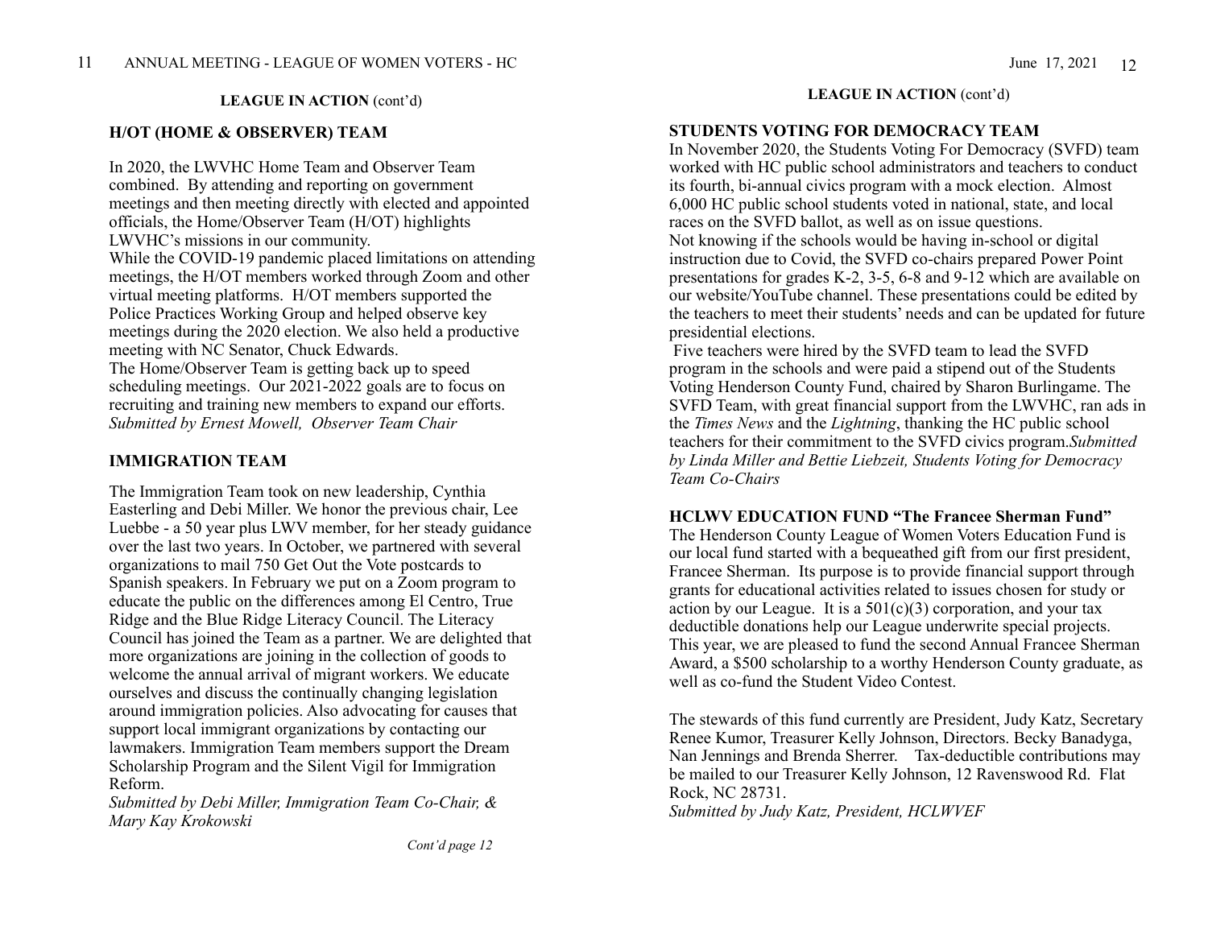**LEAGUE IN ACTION** (cont'd)

## H/OT (HOME & OBSERVER) TEAM

In 2020, the LWVHC Home Team and Observer Team combined. By attending and reporting on government meetings and then meeting directly with elected and appointed officials, the Home/Observer Team (H/OT) highlights LWVHC's missions in our community.
While the COVID-19 pandemic placed limitations on attending meetings, the H/OT members worked through Zoom and other virtual meeting platforms. H/OT members supported the Police Practices Working Group and helped observe key meetings during the 2020 election. We also held a productive meeting with NC Senator, Chuck Edwards.
The Home/Observer Team is getting back up to speed scheduling meetings. Our 2021-2022 goals are to focus on recruiting and training new members to expand our efforts.
*Submitted by Ernest Mowell, Observer Team Chair*

## IMMIGRATION TEAM

The Immigration Team took on new leadership, Cynthia Easterling and Debi Miller. We honor the previous chair, Lee Luebbe - a 50 year plus LWV member, for her steady guidance over the last two years. In October, we partnered with several organizations to mail 750 Get Out the Vote postcards to Spanish speakers. In February we put on a Zoom program to educate the public on the differences among El Centro, True Ridge and the Blue Ridge Literacy Council. The Literacy Council has joined the Team as a partner. We are delighted that more organizations are joining in the collection of goods to welcome the annual arrival of migrant workers. We educate ourselves and discuss the continually changing legislation around immigration policies. Also advocating for causes that support local immigrant organizations by contacting our lawmakers. Immigration Team members support the Dream Scholarship Program and the Silent Vigil for Immigration Reform.
*Submitted by Debi Miller, Immigration Team Co-Chair, & Mary Kay Krokowski*

*Cont'd page 12*

**LEAGUE IN ACTION** (cont'd)

## STUDENTS VOTING FOR DEMOCRACY TEAM

In November 2020, the Students Voting For Democracy (SVFD) team worked with HC public school administrators and teachers to conduct its fourth, bi-annual civics program with a mock election. Almost 6,000 HC public school students voted in national, state, and local races on the SVFD ballot, as well as on issue questions.
Not knowing if the schools would be having in-school or digital instruction due to Covid, the SVFD co-chairs prepared Power Point presentations for grades K-2, 3-5, 6-8 and 9-12 which are available on our website/YouTube channel. These presentations could be edited by the teachers to meet their students' needs and can be updated for future presidential elections.
Five teachers were hired by the SVFD team to lead the SVFD program in the schools and were paid a stipend out of the Students Voting Henderson County Fund, chaired by Sharon Burlingame. The SVFD Team, with great financial support from the LWVHC, ran ads in the *Times News* and the *Lightning*, thanking the HC public school teachers for their commitment to the SVFD civics program.*Submitted by Linda Miller and Bettie Liebzeit, Students Voting for Democracy Team Co-Chairs*

## HCLWV EDUCATION FUND "The Francee Sherman Fund"

The Henderson County League of Women Voters Education Fund is our local fund started with a bequeathed gift from our first president, Francee Sherman. Its purpose is to provide financial support through grants for educational activities related to issues chosen for study or action by our League. It is a 501(c)(3) corporation, and your tax deductible donations help our League underwrite special projects. This year, we are pleased to fund the second Annual Francee Sherman Award, a $500 scholarship to a worthy Henderson County graduate, as well as co-fund the Student Video Contest.

The stewards of this fund currently are President, Judy Katz, Secretary Renee Kumor, Treasurer Kelly Johnson, Directors. Becky Banadyga, Nan Jennings and Brenda Sherrer. Tax-deductible contributions may be mailed to our Treasurer Kelly Johnson, 12 Ravenswood Rd. Flat Rock, NC 28731.
*Submitted by Judy Katz, President, HCLWVEF*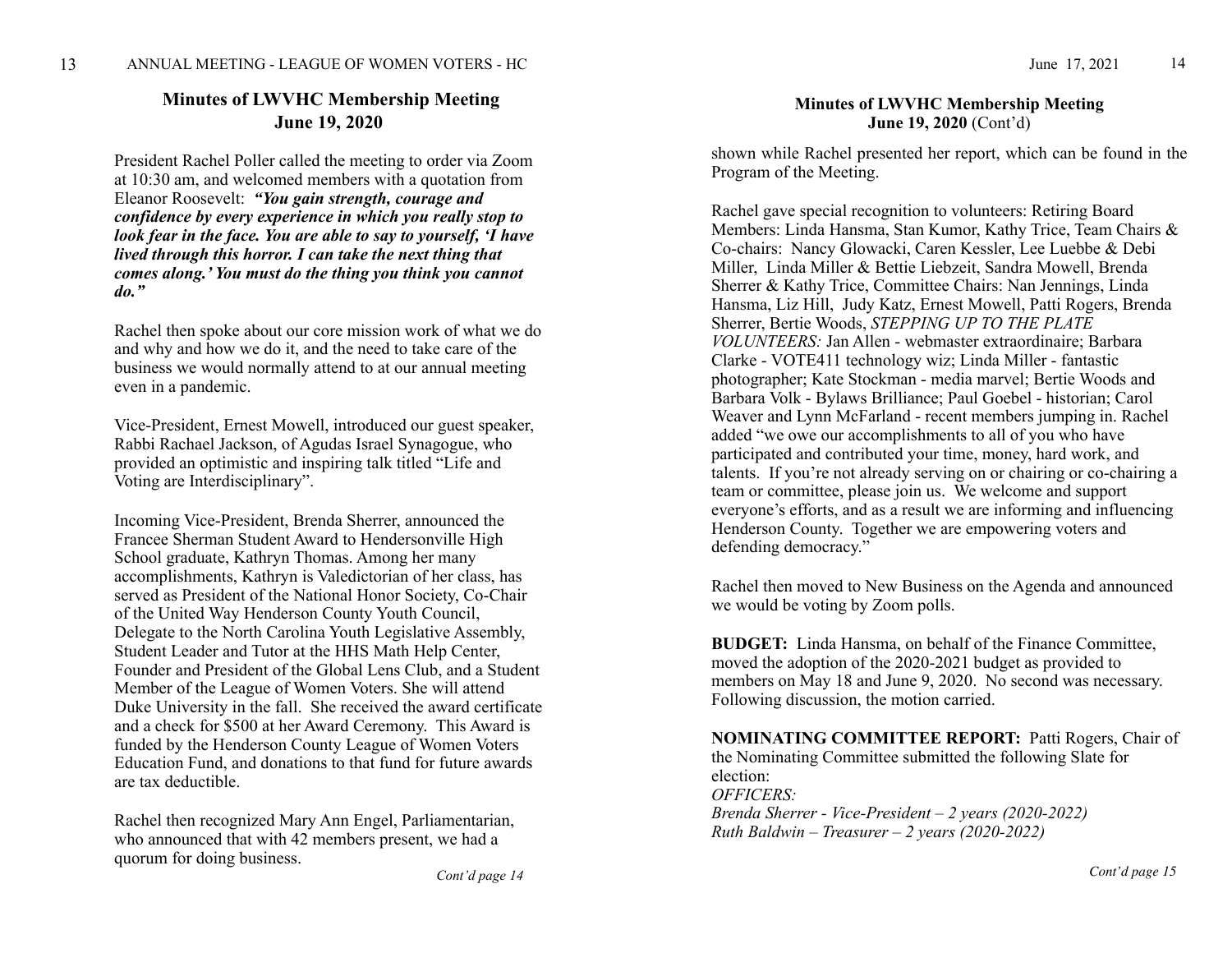## Minutes of LWVHC Membership Meeting
## June 19, 2020

President Rachel Poller called the meeting to order via Zoom at 10:30 am, and welcomed members with a quotation from Eleanor Roosevelt: ***"You gain strength, courage and confidence by every experience in which you really stop to look fear in the face. You are able to say to yourself, 'I have lived through this horror. I can take the next thing that comes along.' You must do the thing you think you cannot do."***

Rachel then spoke about our core mission work of what we do and why and how we do it, and the need to take care of the business we would normally attend to at our annual meeting even in a pandemic.

Vice-President, Ernest Mowell, introduced our guest speaker, Rabbi Rachael Jackson, of Agudas Israel Synagogue, who provided an optimistic and inspiring talk titled "Life and Voting are Interdisciplinary".

Incoming Vice-President, Brenda Sherrer, announced the Francee Sherman Student Award to Hendersonville High School graduate, Kathryn Thomas. Among her many accomplishments, Kathryn is Valedictorian of her class, has served as President of the National Honor Society, Co-Chair of the United Way Henderson County Youth Council, Delegate to the North Carolina Youth Legislative Assembly, Student Leader and Tutor at the HHS Math Help Center, Founder and President of the Global Lens Club, and a Student Member of the League of Women Voters. She will attend Duke University in the fall. She received the award certificate and a check for $500 at her Award Ceremony. This Award is funded by the Henderson County League of Women Voters Education Fund, and donations to that fund for future awards are tax deductible.

Rachel then recognized Mary Ann Engel, Parliamentarian, who announced that with 42 members present, we had a quorum for doing business.

*Cont'd page 14*

### Minutes of LWVHC Membership Meeting
### June 19, 2020 (Cont'd)

shown while Rachel presented her report, which can be found in the Program of the Meeting.

Rachel gave special recognition to volunteers: Retiring Board Members: Linda Hansma, Stan Kumor, Kathy Trice, Team Chairs & Co-chairs: Nancy Glowacki, Caren Kessler, Lee Luebbe & Debi Miller, Linda Miller & Bettie Liebzeit, Sandra Mowell, Brenda Sherrer & Kathy Trice, Committee Chairs: Nan Jennings, Linda Hansma, Liz Hill, Judy Katz, Ernest Mowell, Patti Rogers, Brenda Sherrer, Bertie Woods, *STEPPING UP TO THE PLATE VOLUNTEERS:* Jan Allen - webmaster extraordinaire; Barbara Clarke - VOTE411 technology wiz; Linda Miller - fantastic photographer; Kate Stockman - media marvel; Bertie Woods and Barbara Volk - Bylaws Brilliance; Paul Goebel - historian; Carol Weaver and Lynn McFarland - recent members jumping in. Rachel added "we owe our accomplishments to all of you who have participated and contributed your time, money, hard work, and talents. If you're not already serving on or chairing or co-chairing a team or committee, please join us. We welcome and support everyone's efforts, and as a result we are informing and influencing Henderson County. Together we are empowering voters and defending democracy."

Rachel then moved to New Business on the Agenda and announced we would be voting by Zoom polls.

**BUDGET:** Linda Hansma, on behalf of the Finance Committee, moved the adoption of the 2020-2021 budget as provided to members on May 18 and June 9, 2020. No second was necessary. Following discussion, the motion carried.

**NOMINATING COMMITTEE REPORT:** Patti Rogers, Chair of the Nominating Committee submitted the following Slate for election:
*OFFICERS:*
*Brenda Sherrer - Vice-President – 2 years (2020-2022)*
*Ruth Baldwin – Treasurer – 2 years (2020-2022)*

*Cont'd page 15*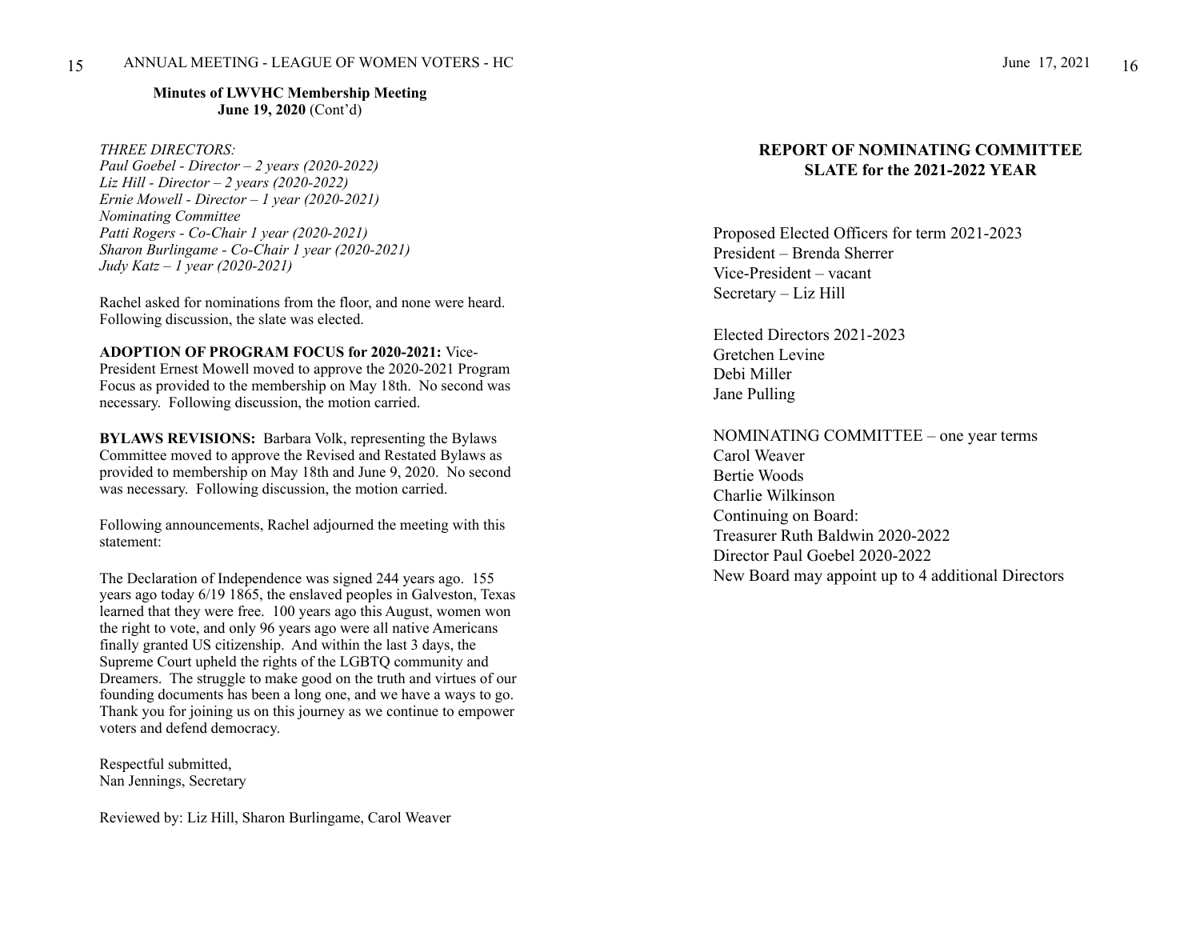**Minutes of LWVHC Membership Meeting**
**June 19, 2020** (Cont'd)

*THREE DIRECTORS:*
*Paul Goebel - Director – 2 years (2020-2022)*
*Liz Hill - Director – 2 years (2020-2022)*
*Ernie Mowell - Director – 1 year (2020-2021)*
*Nominating Committee*
*Patti Rogers - Co-Chair 1 year (2020-2021)*
*Sharon Burlingame - Co-Chair 1 year (2020-2021)*
*Judy Katz – 1 year (2020-2021)*

Rachel asked for nominations from the floor, and none were heard. Following discussion, the slate was elected.

**ADOPTION OF PROGRAM FOCUS for 2020-2021:** Vice-President Ernest Mowell moved to approve the 2020-2021 Program Focus as provided to the membership on May 18th. No second was necessary. Following discussion, the motion carried.

**BYLAWS REVISIONS:** Barbara Volk, representing the Bylaws Committee moved to approve the Revised and Restated Bylaws as provided to membership on May 18th and June 9, 2020. No second was necessary. Following discussion, the motion carried.

Following announcements, Rachel adjourned the meeting with this statement:

The Declaration of Independence was signed 244 years ago. 155 years ago today 6/19 1865, the enslaved peoples in Galveston, Texas learned that they were free. 100 years ago this August, women won the right to vote, and only 96 years ago were all native Americans finally granted US citizenship. And within the last 3 days, the Supreme Court upheld the rights of the LGBTQ community and Dreamers. The struggle to make good on the truth and virtues of our founding documents has been a long one, and we have a ways to go. Thank you for joining us on this journey as we continue to empower voters and defend democracy.

Respectful submitted,
Nan Jennings, Secretary

Reviewed by: Liz Hill, Sharon Burlingame, Carol Weaver

## REPORT OF NOMINATING COMMITTEE
## SLATE for the 2021-2022 YEAR

Proposed Elected Officers for term 2021-2023
President – Brenda Sherrer
Vice-President – vacant
Secretary – Liz Hill

Elected Directors 2021-2023
Gretchen Levine
Debi Miller
Jane Pulling

NOMINATING COMMITTEE – one year terms
Carol Weaver
Bertie Woods
Charlie Wilkinson
Continuing on Board:
Treasurer Ruth Baldwin 2020-2022
Director Paul Goebel 2020-2022
New Board may appoint up to 4 additional Directors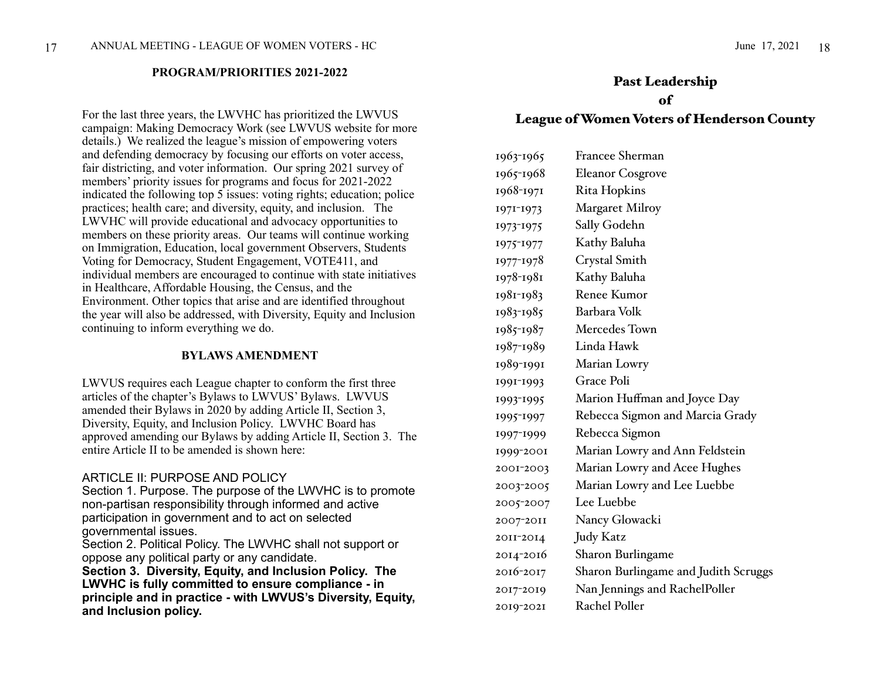## PROGRAM/PRIORITIES 2021-2022

For the last three years, the LWVHC has prioritized the LWVUS campaign: Making Democracy Work (see LWVUS website for more details.) We realized the league's mission of empowering voters and defending democracy by focusing our efforts on voter access, fair districting, and voter information. Our spring 2021 survey of members' priority issues for programs and focus for 2021-2022 indicated the following top 5 issues: voting rights; education; police practices; health care; and diversity, equity, and inclusion. The LWVHC will provide educational and advocacy opportunities to members on these priority areas. Our teams will continue working on Immigration, Education, local government Observers, Students Voting for Democracy, Student Engagement, VOTE411, and individual members are encouraged to continue with state initiatives in Healthcare, Affordable Housing, the Census, and the Environment. Other topics that arise and are identified throughout the year will also be addressed, with Diversity, Equity and Inclusion continuing to inform everything we do.

## BYLAWS AMENDMENT

LWVUS requires each League chapter to conform the first three articles of the chapter's Bylaws to LWVUS' Bylaws. LWVUS amended their Bylaws in 2020 by adding Article II, Section 3, Diversity, Equity, and Inclusion Policy. LWVHC Board has approved amending our Bylaws by adding Article II, Section 3. The entire Article II to be amended is shown here:

ARTICLE II: PURPOSE AND POLICY
Section 1. Purpose. The purpose of the LWVHC is to promote non-partisan responsibility through informed and active participation in government and to act on selected governmental issues.
Section 2. Political Policy. The LWVHC shall not support or oppose any political party or any candidate.
**Section 3. Diversity, Equity, and Inclusion Policy. The LWVHC is fully committed to ensure compliance - in principle and in practice - with LWVUS's Diversity, Equity, and Inclusion policy.**

## Past Leadership of League of Women Voters of Henderson County

| | |
|---|---|
| 1963-1965 | Francee Sherman |
| 1965-1968 | Eleanor Cosgrove |
| 1968-1971 | Rita Hopkins |
| 1971-1973 | Margaret Milroy |
| 1973-1975 | Sally Godehn |
| 1975-1977 | Kathy Baluha |
| 1977-1978 | Crystal Smith |
| 1978-1981 | Kathy Baluha |
| 1981-1983 | Renee Kumor |
| 1983-1985 | Barbara Volk |
| 1985-1987 | Mercedes Town |
| 1987-1989 | Linda Hawk |
| 1989-1991 | Marian Lowry |
| 1991-1993 | Grace Poli |
| 1993-1995 | Marion Huffman and Joyce Day |
| 1995-1997 | Rebecca Sigmon and Marcia Grady |
| 1997-1999 | Rebecca Sigmon |
| 1999-2001 | Marian Lowry and Ann Feldstein |
| 2001-2003 | Marian Lowry and Acee Hughes |
| 2003-2005 | Marian Lowry and Lee Luebbe |
| 2005-2007 | Lee Luebbe |
| 2007-2011 | Nancy Glowacki |
| 2011-2014 | Judy Katz |
| 2014-2016 | Sharon Burlingame |
| 2016-2017 | Sharon Burlingame and Judith Scruggs |
| 2017-2019 | Nan Jennings and RachelPoller |
| 2019-2021 | Rachel Poller |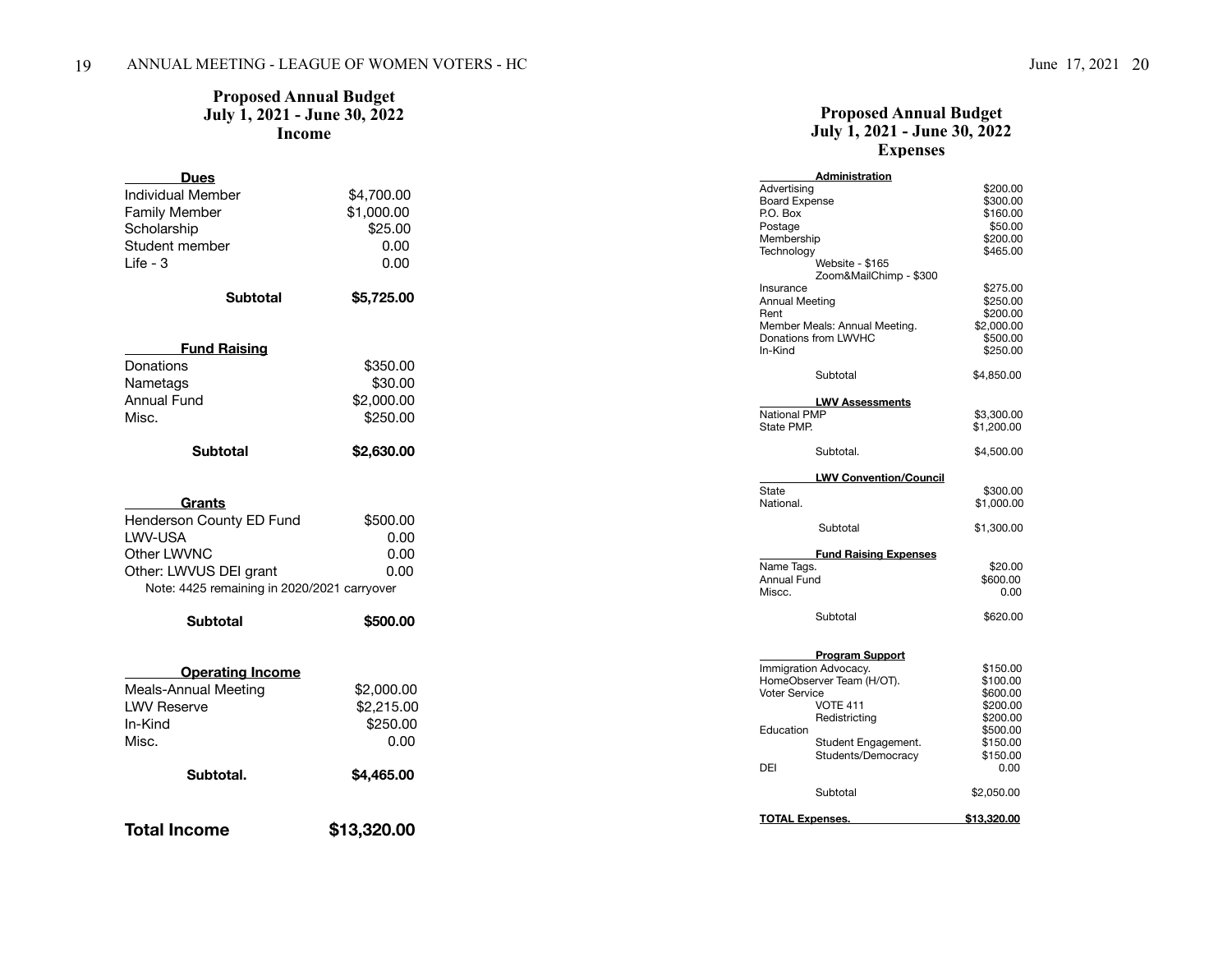## Proposed Annual Budget
## July 1, 2021 - June 30, 2022
## Income

| | |
|---|---|
| **Dues** | |
| Individual Member | $4,700.00 |
| Family Member | $1,000.00 |
| Scholarship | $25.00 |
| Student member | 0.00 |
| Life - 3 | 0.00 |
| **Subtotal** | **$5,725.00** |
| **Fund Raising** | |
| Donations | $350.00 |
| Nametags | $30.00 |
| Annual Fund | $2,000.00 |
| Misc. | $250.00 |
| **Subtotal** | **$2,630.00** |
| **Grants** | |
| Henderson County ED Fund | $500.00 |
| LWV-USA | 0.00 |
| Other LWVNC | 0.00 |
| Other: LWVUS DEI grant | 0.00 |
| Note: 4425 remaining in 2020/2021 carryover | |
| **Subtotal** | **$500.00** |
| **Operating Income** | |
| Meals-Annual Meeting | $2,000.00 |
| LWV Reserve | $2,215.00 |
| In-Kind | $250.00 |
| Misc. | 0.00 |
| **Subtotal.** | **$4,465.00** |
| **Total Income** | **$13,320.00** |

## Proposed Annual Budget
## July 1, 2021 - June 30, 2022
## Expenses

| | |
|---|---|
| **Administration** | |
| Advertising | $200.00 |
| Board Expense | $300.00 |
| P.O. Box | $160.00 |
| Postage | $50.00 |
| Membership | $200.00 |
| Technology | $465.00 |
| Website - $165 | |
| Zoom&MailChimp - $300 | |
| Insurance | $275.00 |
| Annual Meeting | $250.00 |
| Rent | $200.00 |
| Member Meals: Annual Meeting. | $2,000.00 |
| Donations from LWVHC | $500.00 |
| In-Kind | $250.00 |
| Subtotal | $4,850.00 |
| **LWV Assessments** | |
| National PMP | $3,300.00 |
| State PMP. | $1,200.00 |
| Subtotal. | $4,500.00 |
| **LWV Convention/Council** | |
| State | $300.00 |
| National. | $1,000.00 |
| Subtotal | $1,300.00 |
| **Fund Raising Expenses** | |
| Name Tags. | $20.00 |
| Annual Fund | $600.00 |
| Miscc. | 0.00 |
| Subtotal | $620.00 |
| **Program Support** | |
| Immigration Advocacy. | $150.00 |
| HomeObserver Team (H/OT). | $100.00 |
| Voter Service | $600.00 |
| VOTE 411 | $200.00 |
| Redistricting | $200.00 |
| Education | $500.00 |
| Student Engagement. | $150.00 |
| Students/Democracy | $150.00 |
| DEI | 0.00 |
| Subtotal | $2,050.00 |
| **TOTAL Expenses.** | **$13,320.00** |